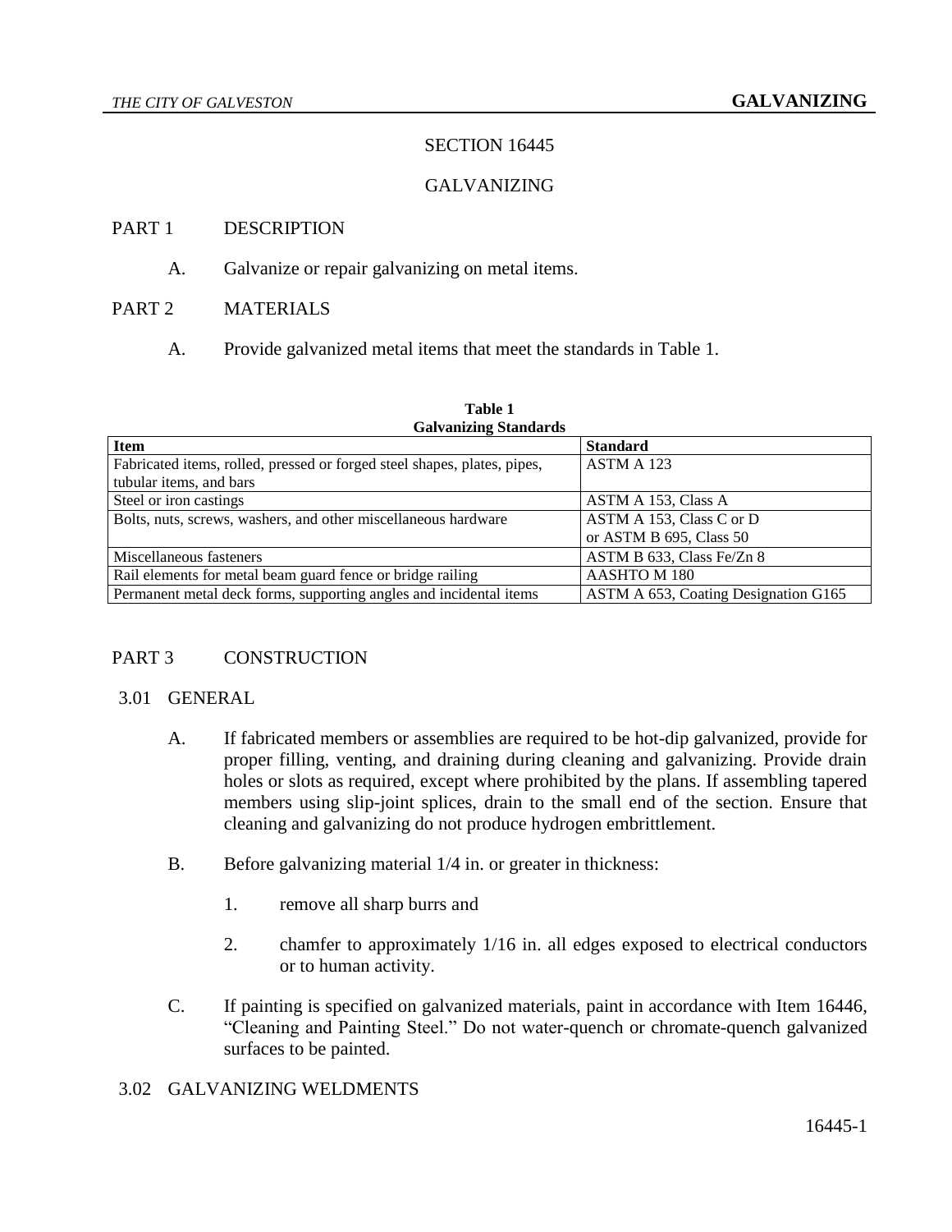# SECTION 16445

# GALVANIZING

## PART 1 DESCRIPTION

A. Galvanize or repair galvanizing on metal items.

## PART 2 MATERIALS

A. Provide galvanized metal items that meet the standards in Table 1.

**Table 1**
**Galvanizing Standards**

| **Item** | **Standard** |
|---|---|
| Fabricated items, rolled, pressed or forged steel shapes, plates, pipes, tubular items, and bars | ASTM A 123 |
| Steel or iron castings | ASTM A 153, Class A |
| Bolts, nuts, screws, washers, and other miscellaneous hardware | ASTM A 153, Class C or D or ASTM B 695, Class 50 |
| Miscellaneous fasteners | ASTM B 633, Class Fe/Zn 8 |
| Rail elements for metal beam guard fence or bridge railing | AASHTO M 180 |
| Permanent metal deck forms, supporting angles and incidental items | ASTM A 653, Coating Designation G165 |

## PART 3 CONSTRUCTION

### 3.01 GENERAL

A. If fabricated members or assemblies are required to be hot-dip galvanized, provide for proper filling, venting, and draining during cleaning and galvanizing. Provide drain holes or slots as required, except where prohibited by the plans. If assembling tapered members using slip-joint splices, drain to the small end of the section. Ensure that cleaning and galvanizing do not produce hydrogen embrittlement.

B. Before galvanizing material 1/4 in. or greater in thickness:

1. remove all sharp burrs and

2. chamfer to approximately 1/16 in. all edges exposed to electrical conductors or to human activity.

C. If painting is specified on galvanized materials, paint in accordance with Item 16446, "Cleaning and Painting Steel." Do not water-quench or chromate-quench galvanized surfaces to be painted.

### 3.02 GALVANIZING WELDMENTS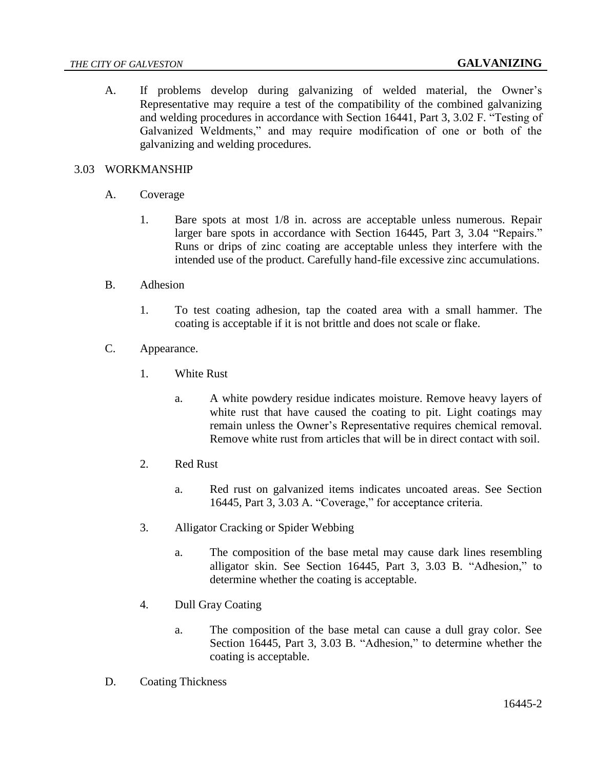A. If problems develop during galvanizing of welded material, the Owner's Representative may require a test of the compatibility of the combined galvanizing and welding procedures in accordance with Section 16441, Part 3, 3.02 F. "Testing of Galvanized Weldments," and may require modification of one or both of the galvanizing and welding procedures.

## 3.03 WORKMANSHIP

A. Coverage

1. Bare spots at most 1/8 in. across are acceptable unless numerous. Repair larger bare spots in accordance with Section 16445, Part 3, 3.04 "Repairs." Runs or drips of zinc coating are acceptable unless they interfere with the intended use of the product. Carefully hand-file excessive zinc accumulations.

B. Adhesion

1. To test coating adhesion, tap the coated area with a small hammer. The coating is acceptable if it is not brittle and does not scale or flake.

C. Appearance.

1. White Rust

   a. A white powdery residue indicates moisture. Remove heavy layers of white rust that have caused the coating to pit. Light coatings may remain unless the Owner's Representative requires chemical removal. Remove white rust from articles that will be in direct contact with soil.

2. Red Rust

   a. Red rust on galvanized items indicates uncoated areas. See Section 16445, Part 3, 3.03 A. "Coverage," for acceptance criteria.

3. Alligator Cracking or Spider Webbing

   a. The composition of the base metal may cause dark lines resembling alligator skin. See Section 16445, Part 3, 3.03 B. "Adhesion," to determine whether the coating is acceptable.

4. Dull Gray Coating

   a. The composition of the base metal can cause a dull gray color. See Section 16445, Part 3, 3.03 B. "Adhesion," to determine whether the coating is acceptable.

D. Coating Thickness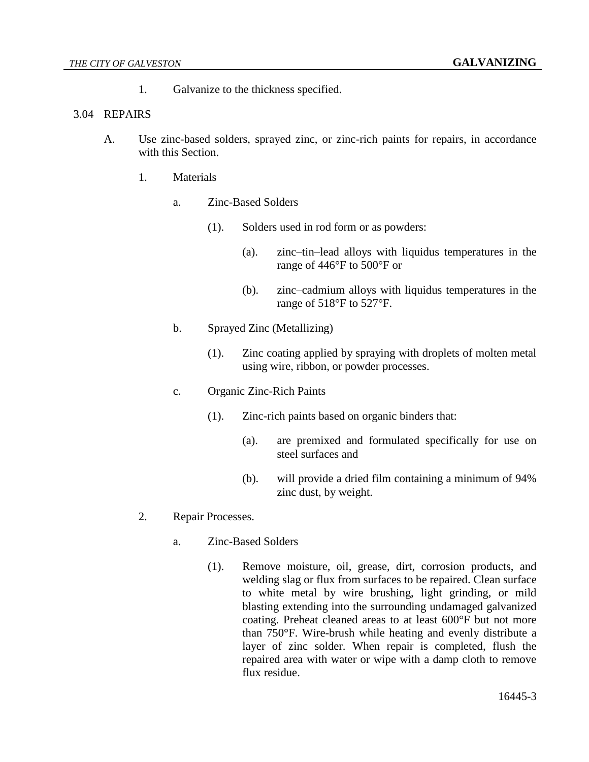1. Galvanize to the thickness specified.

3.04 REPAIRS

A. Use zinc-based solders, sprayed zinc, or zinc-rich paints for repairs, in accordance with this Section.

   1. Materials

      a. Zinc-Based Solders

         (1). Solders used in rod form or as powders:

            (a). zinc–tin–lead alloys with liquidus temperatures in the range of 446°F to 500°F or

            (b). zinc–cadmium alloys with liquidus temperatures in the range of 518°F to 527°F.

      b. Sprayed Zinc (Metallizing)

         (1). Zinc coating applied by spraying with droplets of molten metal using wire, ribbon, or powder processes.

      c. Organic Zinc-Rich Paints

         (1). Zinc-rich paints based on organic binders that:

            (a). are premixed and formulated specifically for use on steel surfaces and

            (b). will provide a dried film containing a minimum of 94% zinc dust, by weight.

   2. Repair Processes.

      a. Zinc-Based Solders

         (1). Remove moisture, oil, grease, dirt, corrosion products, and welding slag or flux from surfaces to be repaired. Clean surface to white metal by wire brushing, light grinding, or mild blasting extending into the surrounding undamaged galvanized coating. Preheat cleaned areas to at least 600°F but not more than 750°F. Wire-brush while heating and evenly distribute a layer of zinc solder. When repair is completed, flush the repaired area with water or wipe with a damp cloth to remove flux residue.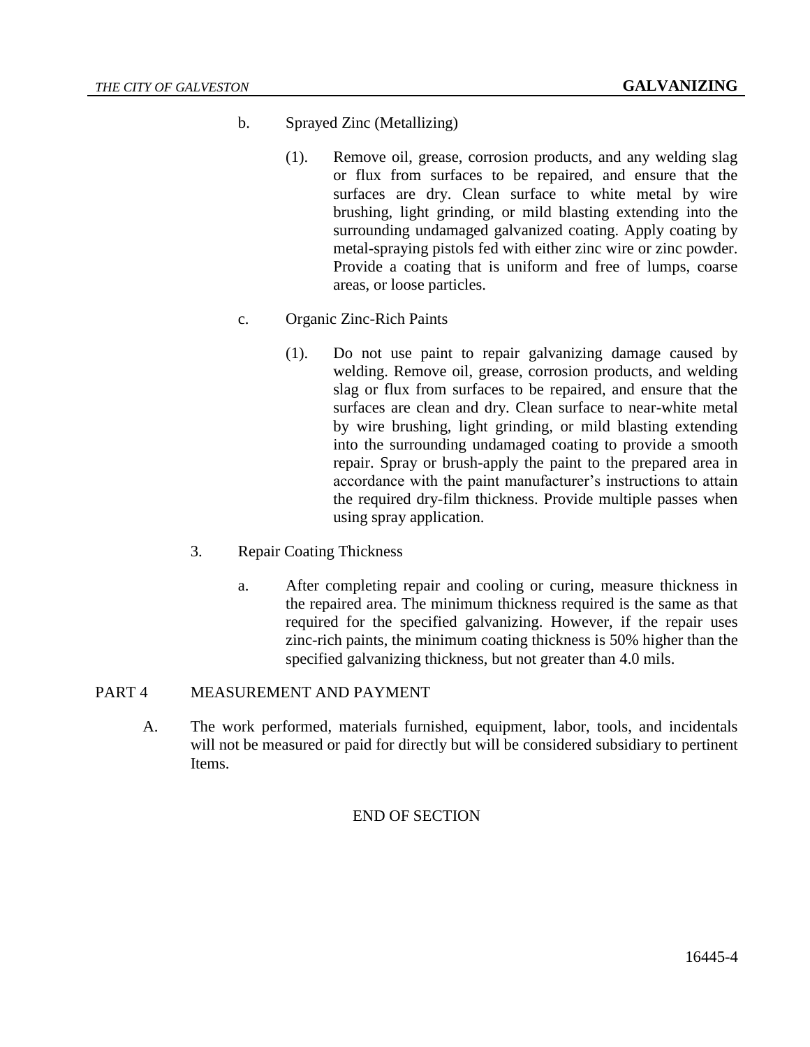b. Sprayed Zinc (Metallizing)

(1). Remove oil, grease, corrosion products, and any welding slag or flux from surfaces to be repaired, and ensure that the surfaces are dry. Clean surface to white metal by wire brushing, light grinding, or mild blasting extending into the surrounding undamaged galvanized coating. Apply coating by metal-spraying pistols fed with either zinc wire or zinc powder. Provide a coating that is uniform and free of lumps, coarse areas, or loose particles.

c. Organic Zinc-Rich Paints

(1). Do not use paint to repair galvanizing damage caused by welding. Remove oil, grease, corrosion products, and welding slag or flux from surfaces to be repaired, and ensure that the surfaces are clean and dry. Clean surface to near-white metal by wire brushing, light grinding, or mild blasting extending into the surrounding undamaged coating to provide a smooth repair. Spray or brush-apply the paint to the prepared area in accordance with the paint manufacturer's instructions to attain the required dry-film thickness. Provide multiple passes when using spray application.

3. Repair Coating Thickness

a. After completing repair and cooling or curing, measure thickness in the repaired area. The minimum thickness required is the same as that required for the specified galvanizing. However, if the repair uses zinc-rich paints, the minimum coating thickness is 50% higher than the specified galvanizing thickness, but not greater than 4.0 mils.

## PART 4 MEASUREMENT AND PAYMENT

A. The work performed, materials furnished, equipment, labor, tools, and incidentals will not be measured or paid for directly but will be considered subsidiary to pertinent Items.

END OF SECTION